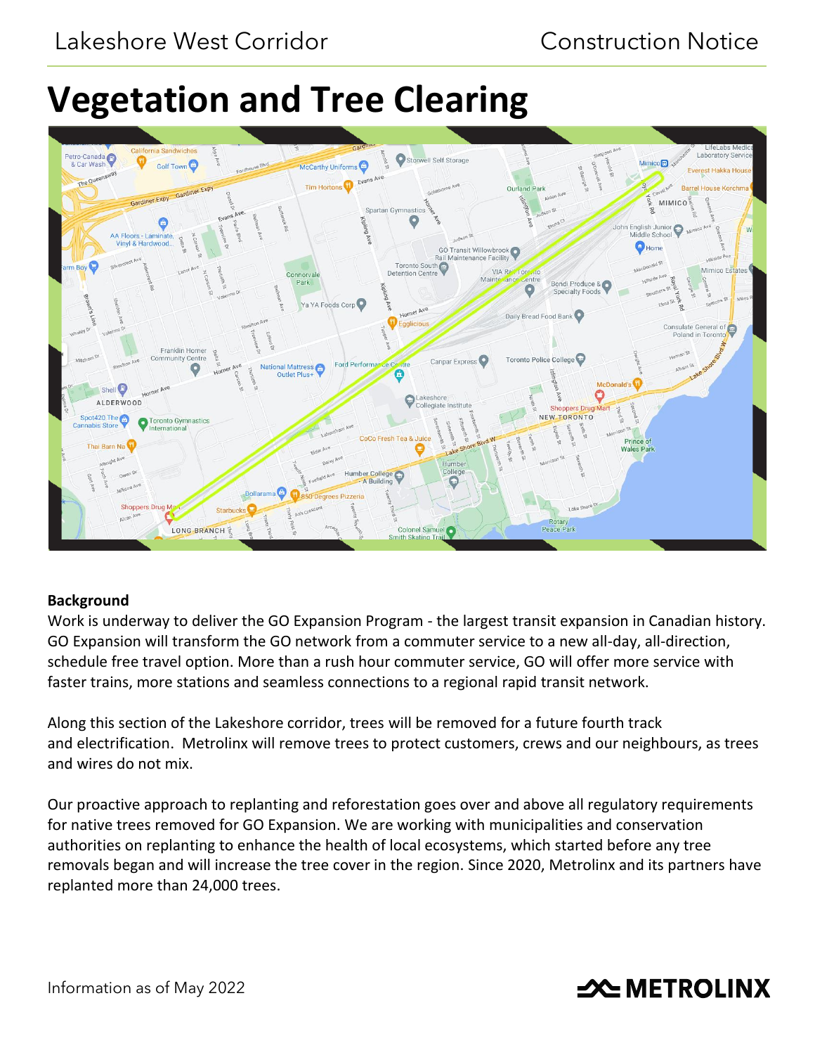Lakeshore West Corridor

Construction Notice

# Vegetation and Tree Clearing

## Background

Work is underway to deliver the GO Expansion Program - the largest transit expansion in Canadian history. GO Expansion will transform the GO network from a commuter service to a new all-day, all-direction, schedule free travel option. More than a rush hour commuter service, GO will offer more service with faster trains, more stations and seamless connections to a regional rapid transit network.

Along this section of the Lakeshore corridor, trees will be removed for a future fourth track and electrification. Metrolinx will remove trees to protect customers, crews and our neighbours, as trees and wires do not mix.

Our proactive approach to replanting and reforestation goes over and above all regulatory requirements for native trees removed for GO Expansion. We are working with municipalities and conservation authorities on replanting to enhance the health of local ecosystems, which started before any tree removals began and will increase the tree cover in the region. Since 2020, Metrolinx and its partners have replanted more than 24,000 trees.

Information as of May 2022

METROLINX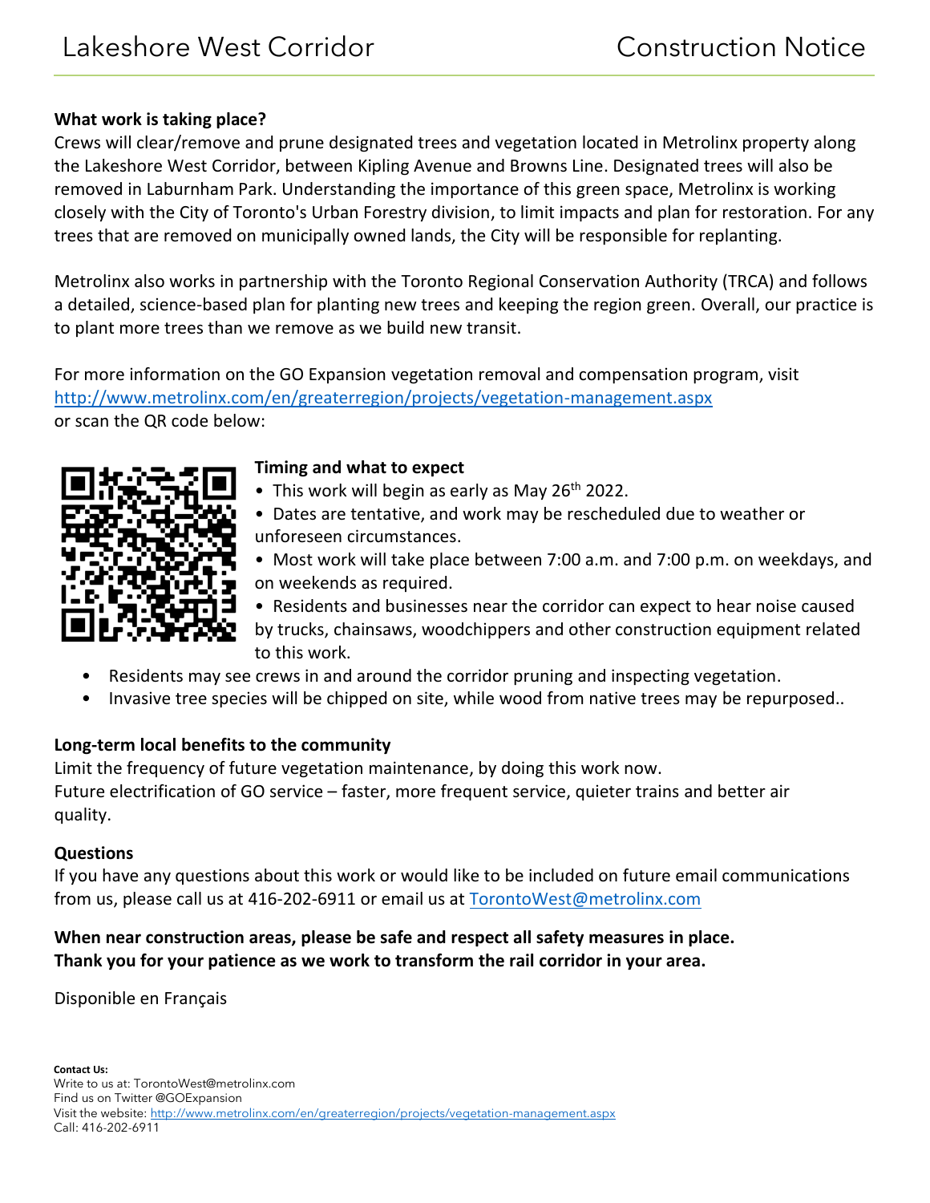## What work is taking place?

Crews will clear/remove and prune designated trees and vegetation located in Metrolinx property along the Lakeshore West Corridor, between Kipling Avenue and Browns Line. Designated trees will also be removed in Laburnham Park. Understanding the importance of this green space, Metrolinx is working closely with the City of Toronto's Urban Forestry division, to limit impacts and plan for restoration. For any trees that are removed on municipally owned lands, the City will be responsible for replanting.

Metrolinx also works in partnership with the Toronto Regional Conservation Authority (TRCA) and follows a detailed, science-based plan for planting new trees and keeping the region green. Overall, our practice is to plant more trees than we remove as we build new transit.

For more information on the GO Expansion vegetation removal and compensation program, visit http://www.metrolinx.com/en/greaterregion/projects/vegetation-management.aspx or scan the QR code below:

## Timing and what to expect

- This work will begin as early as May 26th 2022.
- Dates are tentative, and work may be rescheduled due to weather or unforeseen circumstances.
- Most work will take place between 7:00 a.m. and 7:00 p.m. on weekdays, and on weekends as required.
- Residents and businesses near the corridor can expect to hear noise caused by trucks, chainsaws, woodchippers and other construction equipment related to this work.
- Residents may see crews in and around the corridor pruning and inspecting vegetation.
- Invasive tree species will be chipped on site, while wood from native trees may be repurposed..

## Long-term local benefits to the community

Limit the frequency of future vegetation maintenance, by doing this work now.
Future electrification of GO service – faster, more frequent service, quieter trains and better air quality.

## Questions

If you have any questions about this work or would like to be included on future email communications from us, please call us at 416-202-6911 or email us at TorontoWest@metrolinx.com

**When near construction areas, please be safe and respect all safety measures in place.**
**Thank you for your patience as we work to transform the rail corridor in your area.**

Disponible en Français

**Contact Us:**
Write to us at: TorontoWest@metrolinx.com
Find us on Twitter @GOExpansion
Visit the website: http://www.metrolinx.com/en/greaterregion/projects/vegetation-management.aspx
Call: 416-202-6911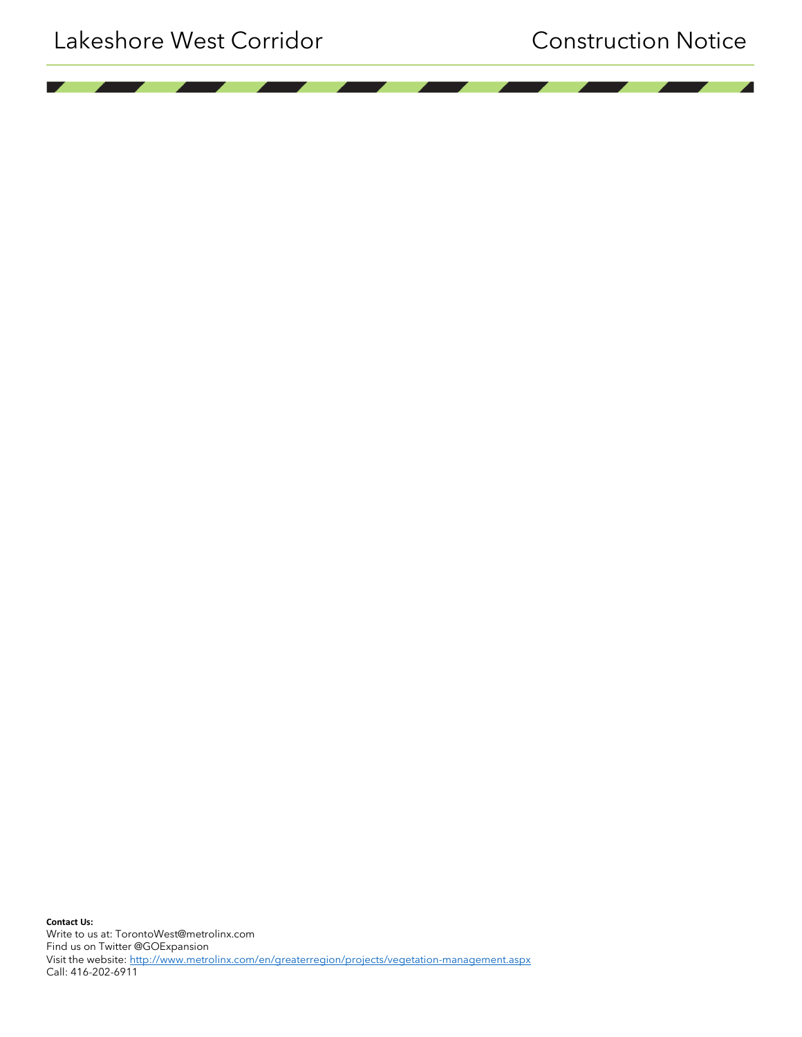**Contact Us:**

Write to us at: TorontoWest@metrolinx.com
Find us on Twitter @GOExpansion
Visit the website: [http://www.metrolinx.com/en/greaterregion/projects/vegetation-management.aspx](http://www.metrolinx.com/en/greaterregion/projects/vegetation-management.aspx)
Call: 416-202-6911